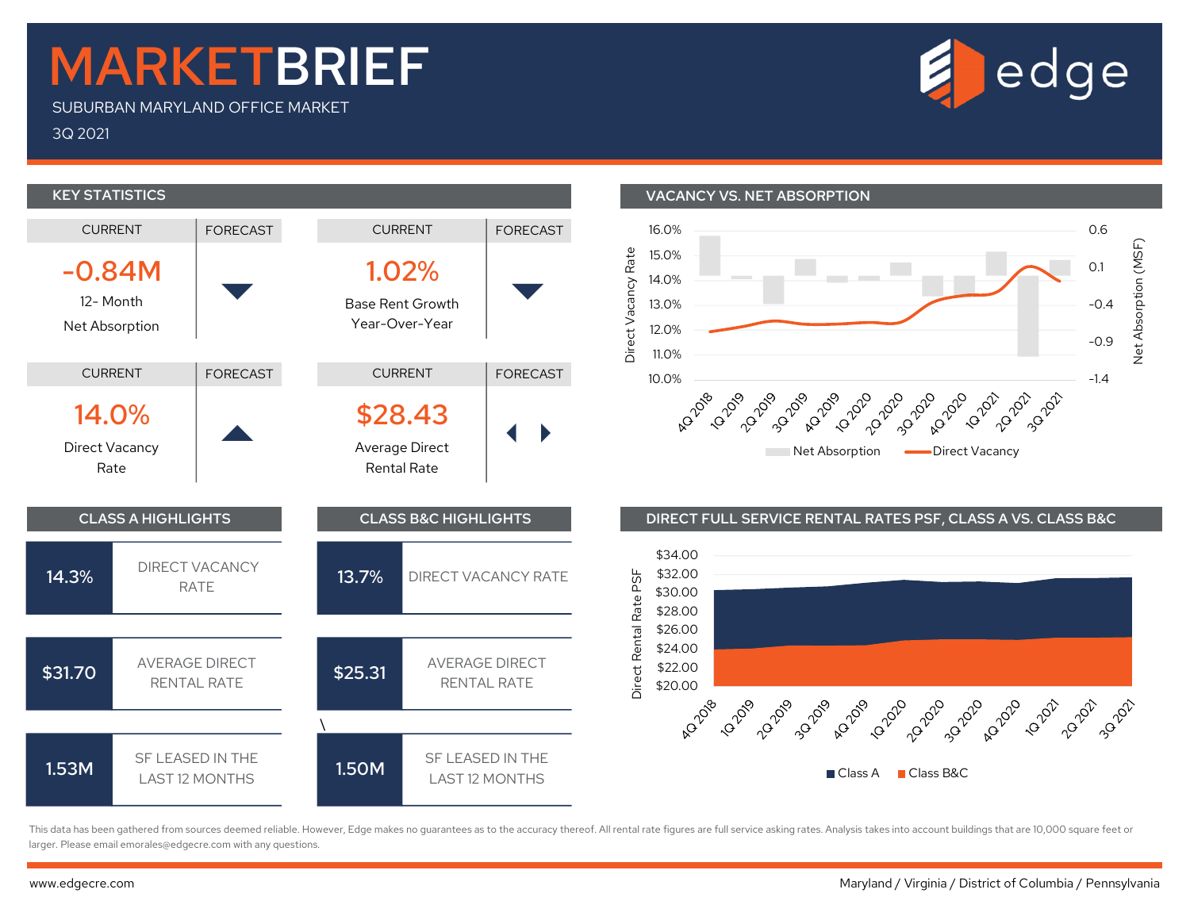# MARKETBRIEF

SUBURBAN MARYLAND OFFICE MARKET

3Q 2021

edge

## KEY STATISTICS

| CURRENT | FORECAST |
| --- | --- |
| **-0.84M** 12- Month Net Absorption | ▼ |
| **1.02%** Base Rent Growth Year-Over-Year | ▼ |
| **14.0%** Direct Vacancy Rate | ▲ |
| **$28.43** Average Direct Rental Rate | ◀ ▶ |

## VACANCY VS. NET ABSORPTION

Direct Vacancy Rate (10.0%–16.0%) vs. Net Absorption (MSF) (-1.4–0.6), 4Q 2018 – 3Q 2021

Legend: Net Absorption, Direct Vacancy

## CLASS A HIGHLIGHTS

| | |
| --- | --- |
| 14.3% | DIRECT VACANCY RATE |
| $31.70 | AVERAGE DIRECT RENTAL RATE |
| 1.53M | SF LEASED IN THE LAST 12 MONTHS |

## CLASS B&C HIGHLIGHTS

| | |
| --- | --- |
| 13.7% | DIRECT VACANCY RATE |
| $25.31 | AVERAGE DIRECT RENTAL RATE |
| 1.50M | SF LEASED IN THE LAST 12 MONTHS |

## DIRECT FULL SERVICE RENTAL RATES PSF, CLASS A VS. CLASS B&C

Direct Rental Rate PSF ($20.00–$34.00), 4Q 2018 – 3Q 2021

Legend: Class A, Class B&C

This data has been gathered from sources deemed reliable. However, Edge makes no guarantees as to the accuracy thereof. All rental rate figures are full service asking rates. Analysis takes into account buildings that are 10,000 square feet or larger. Please email emorales@edgecre.com with any questions.

www.edgecre.com

Maryland / Virginia / District of Columbia / Pennsylvania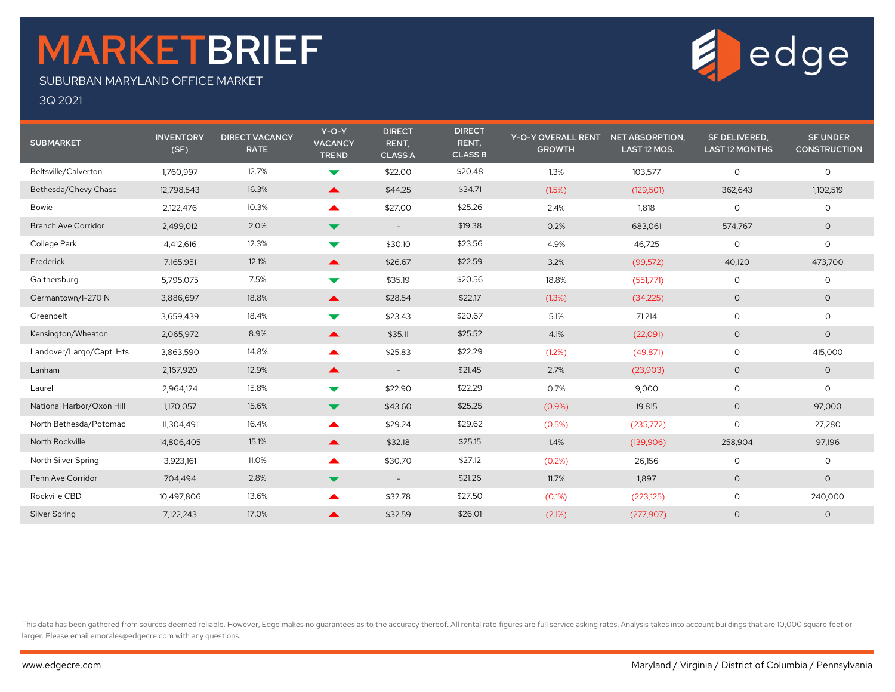# MARKETBRIEF

SUBURBAN MARYLAND OFFICE MARKET

3Q 2021

| SUBMARKET | INVENTORY (SF) | DIRECT VACANCY RATE | Y-O-Y VACANCY TREND | DIRECT RENT, CLASS A | DIRECT RENT, CLASS B | Y-O-Y OVERALL RENT GROWTH | NET ABSORPTION, LAST 12 MOS. | SF DELIVERED, LAST 12 MONTHS | SF UNDER CONSTRUCTION |
|---|---|---|---|---|---|---|---|---|---|
| Beltsville/Calverton | 1,760,997 | 12.7% | ▼ | $22.00 | $20.48 | 1.3% | 103,577 | 0 | 0 |
| Bethesda/Chevy Chase | 12,798,543 | 16.3% | ▲ | $44.25 | $34.71 | (1.5%) | (129,501) | 362,643 | 1,102,519 |
| Bowie | 2,122,476 | 10.3% | ▲ | $27.00 | $25.26 | 2.4% | 1,818 | 0 | 0 |
| Branch Ave Corridor | 2,499,012 | 2.0% | ▼ | - | $19.38 | 0.2% | 683,061 | 574,767 | 0 |
| College Park | 4,412,616 | 12.3% | ▼ | $30.10 | $23.56 | 4.9% | 46,725 | 0 | 0 |
| Frederick | 7,165,951 | 12.1% | ▲ | $26.67 | $22.59 | 3.2% | (99,572) | 40,120 | 473,700 |
| Gaithersburg | 5,795,075 | 7.5% | ▼ | $35.19 | $20.56 | 18.8% | (551,771) | 0 | 0 |
| Germantown/I-270 N | 3,886,697 | 18.8% | ▲ | $28.54 | $22.17 | (1.3%) | (34,225) | 0 | 0 |
| Greenbelt | 3,659,439 | 18.4% | ▼ | $23.43 | $20.67 | 5.1% | 71,214 | 0 | 0 |
| Kensington/Wheaton | 2,065,972 | 8.9% | ▲ | $35.11 | $25.52 | 4.1% | (22,091) | 0 | 0 |
| Landover/Largo/Captl Hts | 3,863,590 | 14.8% | ▲ | $25.83 | $22.29 | (1.2%) | (49,871) | 0 | 415,000 |
| Lanham | 2,167,920 | 12.9% | ▲ | - | $21.45 | 2.7% | (23,903) | 0 | 0 |
| Laurel | 2,964,124 | 15.8% | ▼ | $22.90 | $22.29 | 0.7% | 9,000 | 0 | 0 |
| National Harbor/Oxon Hill | 1,170,057 | 15.6% | ▼ | $43.60 | $25.25 | (0.9%) | 19,815 | 0 | 97,000 |
| North Bethesda/Potomac | 11,304,491 | 16.4% | ▲ | $29.24 | $29.62 | (0.5%) | (235,772) | 0 | 27,280 |
| North Rockville | 14,806,405 | 15.1% | ▲ | $32.18 | $25.15 | 1.4% | (139,906) | 258,904 | 97,196 |
| North Silver Spring | 3,923,161 | 11.0% | ▲ | $30.70 | $27.12 | (0.2%) | 26,156 | 0 | 0 |
| Penn Ave Corridor | 704,494 | 2.8% | ▼ | - | $21.26 | 11.7% | 1,897 | 0 | 0 |
| Rockville CBD | 10,497,806 | 13.6% | ▲ | $32.78 | $27.50 | (0.1%) | (223,125) | 0 | 240,000 |
| Silver Spring | 7,122,243 | 17.0% | ▲ | $32.59 | $26.01 | (2.1%) | (277,907) | 0 | 0 |

This data has been gathered from sources deemed reliable. However, Edge makes no guarantees as to the accuracy thereof. All rental rate figures are full service asking rates. Analysis takes into account buildings that are 10,000 square feet or larger. Please email emorales@edgecre.com with any questions.

www.edgecre.com

Maryland / Virginia / District of Columbia / Pennsylvania